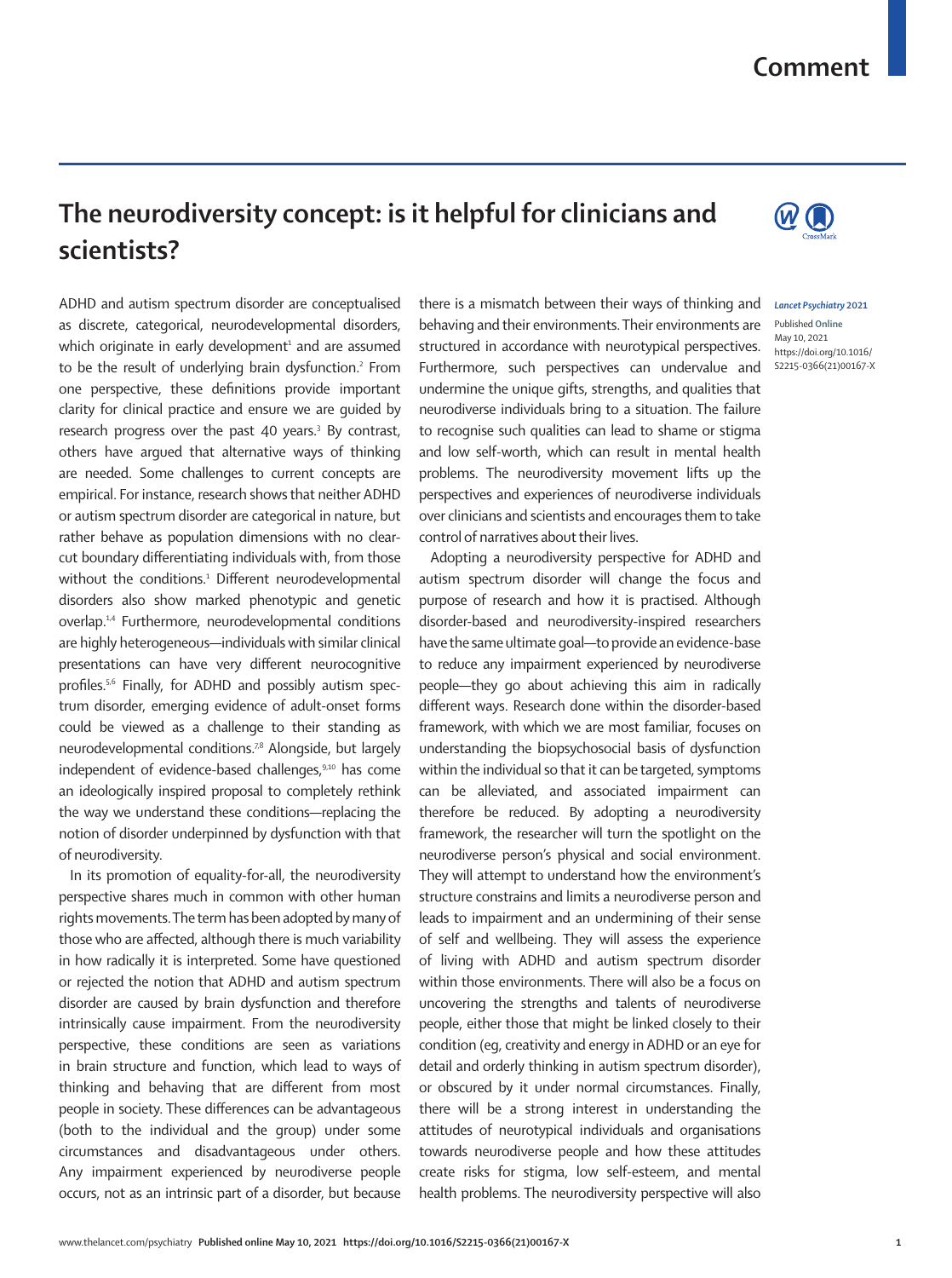# The neurodiversity concept: is it helpful for clinicians and scientists?

ADHD and autism spectrum disorder are conceptualised as discrete, categorical, neurodevelopmental disorders, which originate in early development[1] and are assumed to be the result of underlying brain dysfunction.[2] From one perspective, these definitions provide important clarity for clinical practice and ensure we are guided by research progress over the past 40 years.[3] By contrast, others have argued that alternative ways of thinking are needed. Some challenges to current concepts are empirical. For instance, research shows that neither ADHD or autism spectrum disorder are categorical in nature, but rather behave as population dimensions with no clear-cut boundary differentiating individuals with, from those without the conditions.[1] Different neurodevelopmental disorders also show marked phenotypic and genetic overlap.[1,4] Furthermore, neurodevelopmental conditions are highly heterogeneous—individuals with similar clinical presentations can have very different neurocognitive profiles.[5,6] Finally, for ADHD and possibly autism spectrum disorder, emerging evidence of adult-onset forms could be viewed as a challenge to their standing as neurodevelopmental conditions.[7,8] Alongside, but largely independent of evidence-based challenges,[9,10] has come an ideologically inspired proposal to completely rethink the way we understand these conditions—replacing the notion of disorder underpinned by dysfunction with that of neurodiversity.

In its promotion of equality-for-all, the neurodiversity perspective shares much in common with other human rights movements. The term has been adopted by many of those who are affected, although there is much variability in how radically it is interpreted. Some have questioned or rejected the notion that ADHD and autism spectrum disorder are caused by brain dysfunction and therefore intrinsically cause impairment. From the neurodiversity perspective, these conditions are seen as variations in brain structure and function, which lead to ways of thinking and behaving that are different from most people in society. These differences can be advantageous (both to the individual and the group) under some circumstances and disadvantageous under others. Any impairment experienced by neurodiverse people occurs, not as an intrinsic part of a disorder, but because there is a mismatch between their ways of thinking and behaving and their environments. Their environments are structured in accordance with neurotypical perspectives. Furthermore, such perspectives can undervalue and undermine the unique gifts, strengths, and qualities that neurodiverse individuals bring to a situation. The failure to recognise such qualities can lead to shame or stigma and low self-worth, which can result in mental health problems. The neurodiversity movement lifts up the perspectives and experiences of neurodiverse individuals over clinicians and scientists and encourages them to take control of narratives about their lives.

Adopting a neurodiversity perspective for ADHD and autism spectrum disorder will change the focus and purpose of research and how it is practised. Although disorder-based and neurodiversity-inspired researchers have the same ultimate goal—to provide an evidence-base to reduce any impairment experienced by neurodiverse people—they go about achieving this aim in radically different ways. Research done within the disorder-based framework, with which we are most familiar, focuses on understanding the biopsychosocial basis of dysfunction within the individual so that it can be targeted, symptoms can be alleviated, and associated impairment can therefore be reduced. By adopting a neurodiversity framework, the researcher will turn the spotlight on the neurodiverse person's physical and social environment. They will attempt to understand how the environment's structure constrains and limits a neurodiverse person and leads to impairment and an undermining of their sense of self and wellbeing. They will assess the experience of living with ADHD and autism spectrum disorder within those environments. There will also be a focus on uncovering the strengths and talents of neurodiverse people, either those that might be linked closely to their condition (eg, creativity and energy in ADHD or an eye for detail and orderly thinking in autism spectrum disorder), or obscured by it under normal circumstances. Finally, there will be a strong interest in understanding the attitudes of neurotypical individuals and organisations towards neurodiverse people and how these attitudes create risks for stigma, low self-esteem, and mental health problems. The neurodiversity perspective will also

*Lancet Psychiatry* 2021

Published Online May 10, 2021 https://doi.org/10.1016/S2215-0366(21)00167-X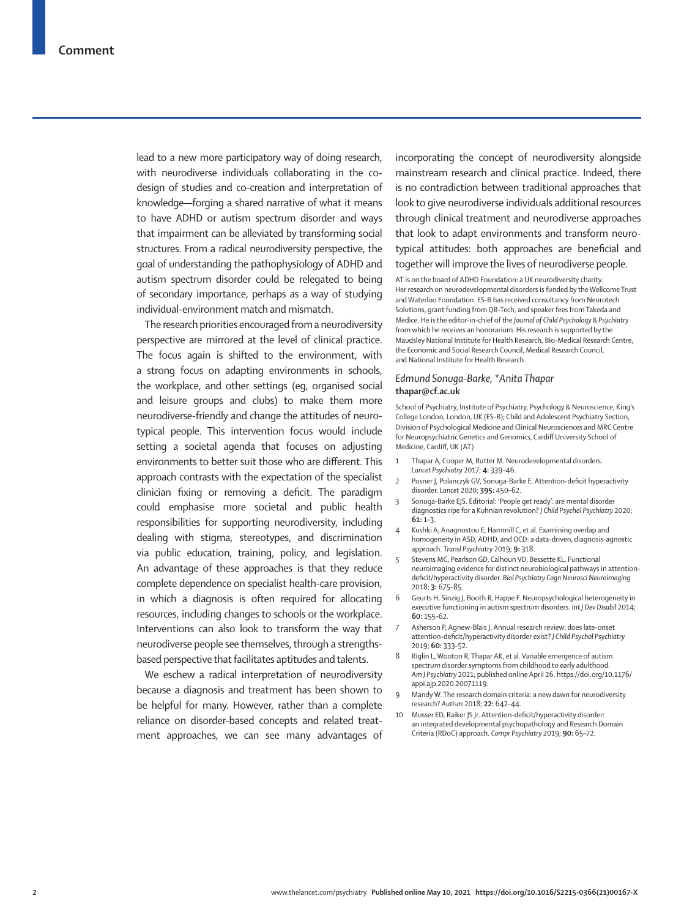lead to a new more participatory way of doing research, with neurodiverse individuals collaborating in the co-design of studies and co-creation and interpretation of knowledge—forging a shared narrative of what it means to have ADHD or autism spectrum disorder and ways that impairment can be alleviated by transforming social structures. From a radical neurodiversity perspective, the goal of understanding the pathophysiology of ADHD and autism spectrum disorder could be relegated to being of secondary importance, perhaps as a way of studying individual-environment match and mismatch.

The research priorities encouraged from a neurodiversity perspective are mirrored at the level of clinical practice. The focus again is shifted to the environment, with a strong focus on adapting environments in schools, the workplace, and other settings (eg, organised social and leisure groups and clubs) to make them more neurodiverse-friendly and change the attitudes of neurotypical people. This intervention focus would include setting a societal agenda that focuses on adjusting environments to better suit those who are different. This approach contrasts with the expectation of the specialist clinician fixing or removing a deficit. The paradigm could emphasise more societal and public health responsibilities for supporting neurodiversity, including dealing with stigma, stereotypes, and discrimination via public education, training, policy, and legislation. An advantage of these approaches is that they reduce complete dependence on specialist health-care provision, in which a diagnosis is often required for allocating resources, including changes to schools or the workplace. Interventions can also look to transform the way that neurodiverse people see themselves, through a strengths-based perspective that facilitates aptitudes and talents.

We eschew a radical interpretation of neurodiversity because a diagnosis and treatment has been shown to be helpful for many. However, rather than a complete reliance on disorder-based concepts and related treatment approaches, we can see many advantages of incorporating the concept of neurodiversity alongside mainstream research and clinical practice. Indeed, there is no contradiction between traditional approaches that look to give neurodiverse individuals additional resources through clinical treatment and neurodiverse approaches that look to adapt environments and transform neurotypical attitudes: both approaches are beneficial and together will improve the lives of neurodiverse people.

AT is on the board of ADHD Foundation: a UK neurodiversity charity. Her research on neurodevelopmental disorders is funded by the Wellcome Trust and Waterloo Foundation. ES-B has received consultancy from Neurotech Solutions, grant funding from QB-Tech, and speaker fees from Takeda and Medice. He is the editor-in-chief of the *Journal of Child Psychology & Psychiatry* from which he receives an honorarium. His research is supported by the Maudsley National Institute for Health Research, Bio-Medical Research Centre, the Economic and Social Research Council, Medical Research Council, and National Institute for Health Research.

*Edmund Sonuga-Barke, \*Anita Thapar*
**thapar@cf.ac.uk**

School of Psychiatry, Institute of Psychiatry, Psychology & Neuroscience, King's College London, London, UK (ES-B); Child and Adolescent Psychiatry Section, Division of Psychological Medicine and Clinical Neurosciences and MRC Centre for Neuropsychiatric Genetics and Genomics, Cardiff University School of Medicine, Cardiff, UK (AT)

1. Thapar A, Cooper M, Rutter M. Neurodevelopmental disorders. *Lancet Psychiatry* 2017; **4:** 339–46.
2. Posner J, Polanczyk GV, Sonuga-Barke E. Attention-deficit hyperactivity disorder. *Lancet* 2020; **395:** 450–62.
3. Sonuga-Barke EJS. Editorial: 'People get ready': are mental disorder diagnostics ripe for a Kuhnian revolution? *J Child Psychol Psychiatry* 2020; **61:** 1–3.
4. Kushki A, Anagnostou E, Hammill C, et al. Examining overlap and homogeneity in ASD, ADHD, and OCD: a data-driven, diagnosis-agnostic approach. *Transl Psychiatry* 2019; **9:** 318.
5. Stevens MC, Pearlson GD, Calhoun VD, Bessette KL. Functional neuroimaging evidence for distinct neurobiological pathways in attention-deficit/hyperactivity disorder. *Biol Psychiatry Cogn Neurosci Neuroimaging* 2018; **3:** 675–85.
6. Geurts H, Sinzig J, Booth R, Happe F. Neuropsychological heterogeneity in executive functioning in autism spectrum disorders. *Int J Dev Disabil* 2014; **60:** 155–62.
7. Asherson P, Agnew-Blais J. Annual research review: does late-onset attention-deficit/hyperactivity disorder exist? *J Child Psychol Psychiatry* 2019; **60:** 333–52.
8. Riglin L, Wooton R, Thapar AK, et al. Variable emergence of autism spectrum disorder symptoms from childhood to early adulthood. *Am J Psychiatry* 2021; published online April 26. https://doi.org/10.1176/appi.ajp.2020.20071119.
9. Mandy W. The research domain criteria: a new dawn for neurodiversity research? *Autism* 2018; **22:** 642–44.
10. Musser ED, Raiker JS Jr. Attention-deficit/hyperactivity disorder: an integrated developmental psychopathology and Research Domain Criteria (RDoC) approach. *Compr Psychiatry* 2019; **90:** 65–72.